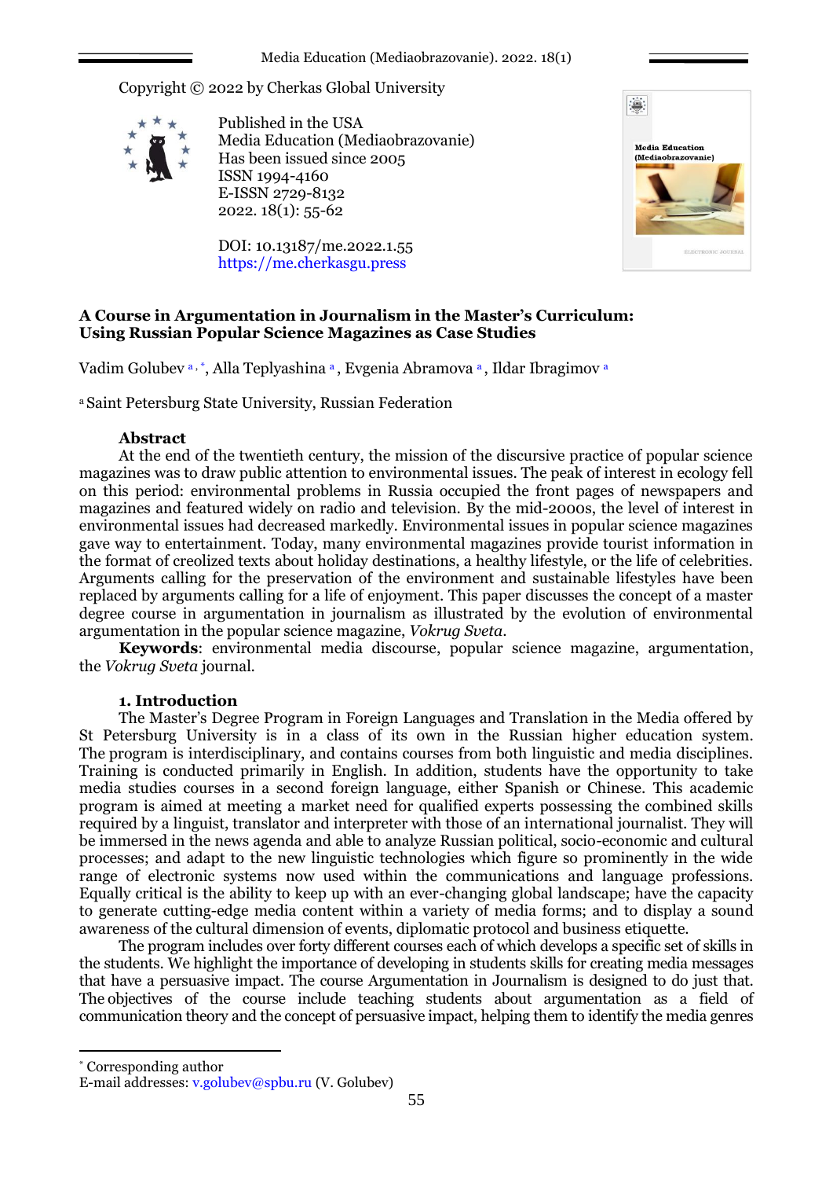Copyright © 2022 by Cherkas Global University

Published in the USA
Media Education (Mediaobrazovanie)
Has been issued since 2005
ISSN 1994-4160
E-ISSN 2729-8132
2022. 18(1): 55-62

DOI: 10.13187/me.2022.1.55
https://me.cherkasgu.press

# A Course in Argumentation in Journalism in the Master's Curriculum: Using Russian Popular Science Magazines as Case Studies

Vadim Golubev [a,*], Alla Teplyashina [a], Evgenia Abramova [a], Ildar Ibragimov [a]

[a] Saint Petersburg State University, Russian Federation

## Abstract

At the end of the twentieth century, the mission of the discursive practice of popular science magazines was to draw public attention to environmental issues. The peak of interest in ecology fell on this period: environmental problems in Russia occupied the front pages of newspapers and magazines and featured widely on radio and television. By the mid-2000s, the level of interest in environmental issues had decreased markedly. Environmental issues in popular science magazines gave way to entertainment. Today, many environmental magazines provide tourist information in the format of creolized texts about holiday destinations, a healthy lifestyle, or the life of celebrities. Arguments calling for the preservation of the environment and sustainable lifestyles have been replaced by arguments calling for a life of enjoyment. This paper discusses the concept of a master degree course in argumentation in journalism as illustrated by the evolution of environmental argumentation in the popular science magazine, *Vokrug Sveta*.

**Keywords**: environmental media discourse, popular science magazine, argumentation, the *Vokrug Sveta* journal.

## 1. Introduction

The Master's Degree Program in Foreign Languages and Translation in the Media offered by St Petersburg University is in a class of its own in the Russian higher education system. The program is interdisciplinary, and contains courses from both linguistic and media disciplines. Training is conducted primarily in English. In addition, students have the opportunity to take media studies courses in a second foreign language, either Spanish or Chinese. This academic program is aimed at meeting a market need for qualified experts possessing the combined skills required by a linguist, translator and interpreter with those of an international journalist. They will be immersed in the news agenda and able to analyze Russian political, socio-economic and cultural processes; and adapt to the new linguistic technologies which figure so prominently in the wide range of electronic systems now used within the communications and language professions. Equally critical is the ability to keep up with an ever-changing global landscape; have the capacity to generate cutting-edge media content within a variety of media forms; and to display a sound awareness of the cultural dimension of events, diplomatic protocol and business etiquette.

The program includes over forty different courses each of which develops a specific set of skills in the students. We highlight the importance of developing in students skills for creating media messages that have a persuasive impact. The course Argumentation in Journalism is designed to do just that. The objectives of the course include teaching students about argumentation as a field of communication theory and the concept of persuasive impact, helping them to identify the media genres

---

\* Corresponding author
E-mail addresses: v.golubev@spbu.ru (V. Golubev)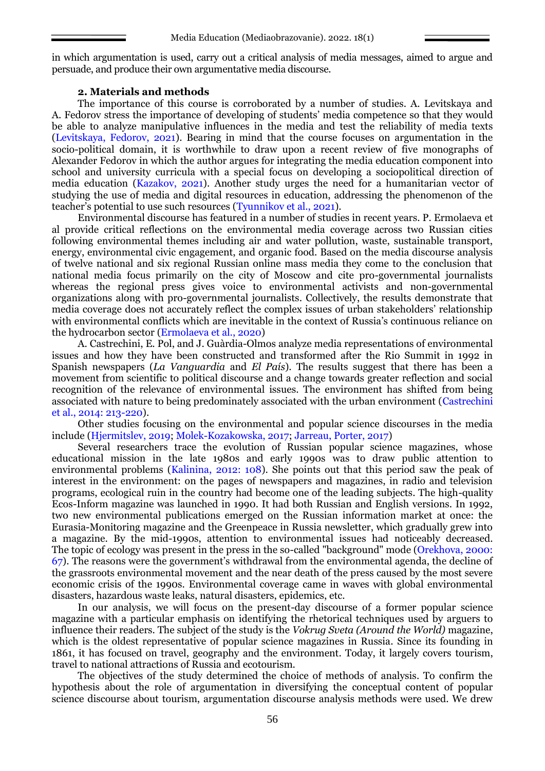in which argumentation is used, carry out a critical analysis of media messages, aimed to argue and persuade, and produce their own argumentative media discourse.

## 2. Materials and methods

The importance of this course is corroborated by a number of studies. A. Levitskaya and A. Fedorov stress the importance of developing of students' media competence so that they would be able to analyze manipulative influences in the media and test the reliability of media texts (Levitskaya, Fedorov, 2021). Bearing in mind that the course focuses on argumentation in the socio-political domain, it is worthwhile to draw upon a recent review of five monographs of Alexander Fedorov in which the author argues for integrating the media education component into school and university curricula with a special focus on developing a sociopolitical direction of media education (Kazakov, 2021). Another study urges the need for a humanitarian vector of studying the use of media and digital resources in education, addressing the phenomenon of the teacher's potential to use such resources (Tyunnikov et al., 2021).

Environmental discourse has featured in a number of studies in recent years. P. Ermolaeva et al provide critical reflections on the environmental media coverage across two Russian cities following environmental themes including air and water pollution, waste, sustainable transport, energy, environmental civic engagement, and organic food. Based on the media discourse analysis of twelve national and six regional Russian online mass media they come to the conclusion that national media focus primarily on the city of Moscow and cite pro-governmental journalists whereas the regional press gives voice to environmental activists and non-governmental organizations along with pro-governmental journalists. Collectively, the results demonstrate that media coverage does not accurately reflect the complex issues of urban stakeholders' relationship with environmental conflicts which are inevitable in the context of Russia's continuous reliance on the hydrocarbon sector (Ermolaeva et al., 2020)

A. Castrechini, E. Pol, and J. Guàrdia-Olmos analyze media representations of environmental issues and how they have been constructed and transformed after the Rio Summit in 1992 in Spanish newspapers (*La Vanguardia* and *El País*). The results suggest that there has been a movement from scientific to political discourse and a change towards greater reflection and social recognition of the relevance of environmental issues. The environment has shifted from being associated with nature to being predominately associated with the urban environment (Castrechini et al., 2014: 213-220).

Other studies focusing on the environmental and popular science discourses in the media include (Hjermitslev, 2019; Molek-Kozakowska, 2017; Jarreau, Porter, 2017)

Several researchers trace the evolution of Russian popular science magazines, whose educational mission in the late 1980s and early 1990s was to draw public attention to environmental problems (Kalinina, 2012: 108). She points out that this period saw the peak of interest in the environment: on the pages of newspapers and magazines, in radio and television programs, ecological ruin in the country had become one of the leading subjects. The high-quality Ecos-Inform magazine was launched in 1990. It had both Russian and English versions. In 1992, two new environmental publications emerged on the Russian information market at once: the Eurasia-Monitoring magazine and the Greenpeace in Russia newsletter, which gradually grew into a magazine. By the mid-1990s, attention to environmental issues had noticeably decreased. The topic of ecology was present in the press in the so-called "background" mode (Orekhova, 2000: 67). The reasons were the government's withdrawal from the environmental agenda, the decline of the grassroots environmental movement and the near death of the press caused by the most severe economic crisis of the 1990s. Environmental coverage came in waves with global environmental disasters, hazardous waste leaks, natural disasters, epidemics, etc.

In our analysis, we will focus on the present-day discourse of a former popular science magazine with a particular emphasis on identifying the rhetorical techniques used by arguers to influence their readers. The subject of the study is the *Vokrug Sveta (Around the World)* magazine, which is the oldest representative of popular science magazines in Russia. Since its founding in 1861, it has focused on travel, geography and the environment. Today, it largely covers tourism, travel to national attractions of Russia and ecotourism.

The objectives of the study determined the choice of methods of analysis. To confirm the hypothesis about the role of argumentation in diversifying the conceptual content of popular science discourse about tourism, argumentation discourse analysis methods were used. We drew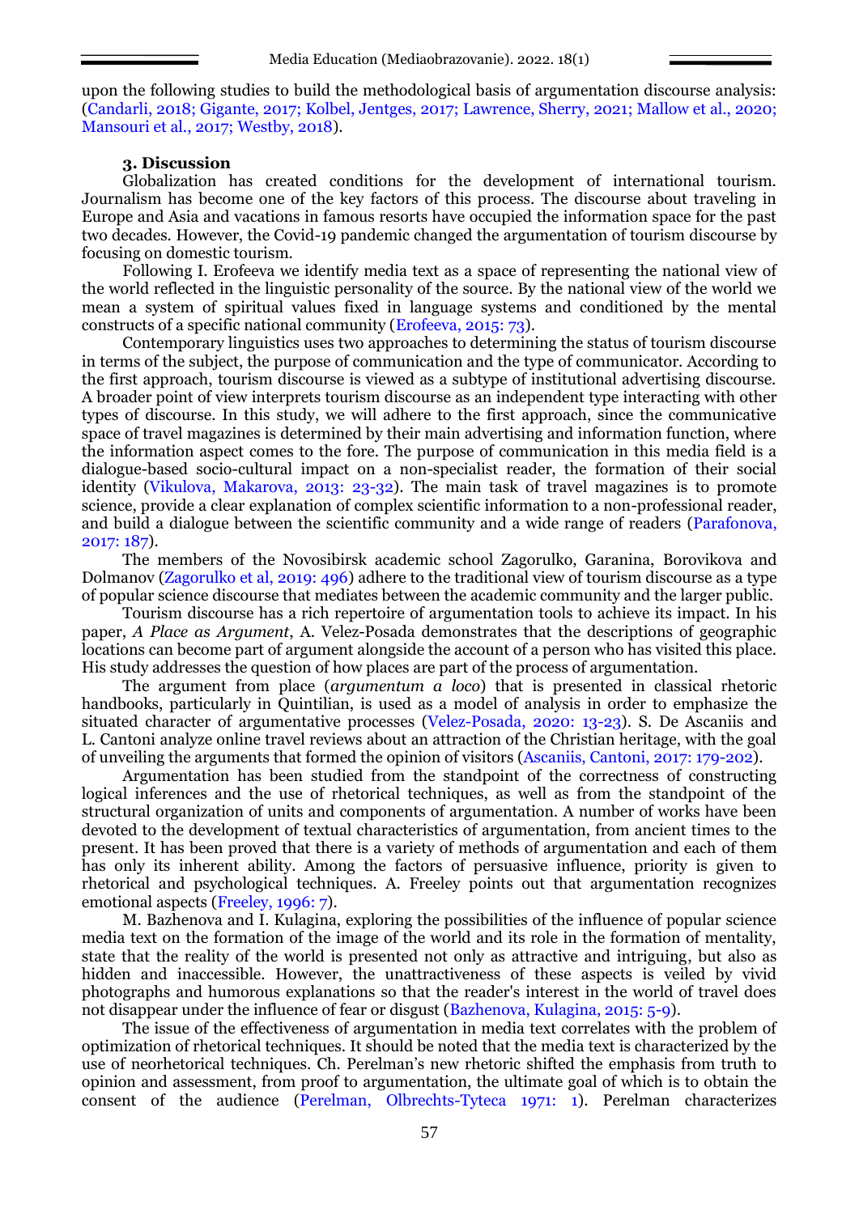upon the following studies to build the methodological basis of argumentation discourse analysis: (Candarli, 2018; Gigante, 2017; Kolbel, Jentges, 2017; Lawrence, Sherry, 2021; Mallow et al., 2020; Mansouri et al., 2017; Westby, 2018).

### 3. Discussion

Globalization has created conditions for the development of international tourism. Journalism has become one of the key factors of this process. The discourse about traveling in Europe and Asia and vacations in famous resorts have occupied the information space for the past two decades. However, the Covid-19 pandemic changed the argumentation of tourism discourse by focusing on domestic tourism.

Following I. Erofeeva we identify media text as a space of representing the national view of the world reflected in the linguistic personality of the source. By the national view of the world we mean a system of spiritual values fixed in language systems and conditioned by the mental constructs of a specific national community (Erofeeva, 2015: 73).

Contemporary linguistics uses two approaches to determining the status of tourism discourse in terms of the subject, the purpose of communication and the type of communicator. According to the first approach, tourism discourse is viewed as a subtype of institutional advertising discourse. A broader point of view interprets tourism discourse as an independent type interacting with other types of discourse. In this study, we will adhere to the first approach, since the communicative space of travel magazines is determined by their main advertising and information function, where the information aspect comes to the fore. The purpose of communication in this media field is a dialogue-based socio-cultural impact on a non-specialist reader, the formation of their social identity (Vikulova, Makarova, 2013: 23-32). The main task of travel magazines is to promote science, provide a clear explanation of complex scientific information to a non-professional reader, and build a dialogue between the scientific community and a wide range of readers (Parafonova, 2017: 187).

The members of the Novosibirsk academic school Zagorulko, Garanina, Borovikova and Dolmanov (Zagorulko et al, 2019: 496) adhere to the traditional view of tourism discourse as a type of popular science discourse that mediates between the academic community and the larger public.

Tourism discourse has a rich repertoire of argumentation tools to achieve its impact. In his paper, *A Place as Argument*, A. Velez-Posada demonstrates that the descriptions of geographic locations can become part of argument alongside the account of a person who has visited this place. His study addresses the question of how places are part of the process of argumentation.

The argument from place (*argumentum a loco*) that is presented in classical rhetoric handbooks, particularly in Quintilian, is used as a model of analysis in order to emphasize the situated character of argumentative processes (Velez-Posada, 2020: 13-23). S. De Ascaniis and L. Cantoni analyze online travel reviews about an attraction of the Christian heritage, with the goal of unveiling the arguments that formed the opinion of visitors (Ascaniis, Cantoni, 2017: 179-202).

Argumentation has been studied from the standpoint of the correctness of constructing logical inferences and the use of rhetorical techniques, as well as from the standpoint of the structural organization of units and components of argumentation. A number of works have been devoted to the development of textual characteristics of argumentation, from ancient times to the present. It has been proved that there is a variety of methods of argumentation and each of them has only its inherent ability. Among the factors of persuasive influence, priority is given to rhetorical and psychological techniques. A. Freeley points out that argumentation recognizes emotional aspects (Freeley, 1996: 7).

M. Bazhenova and I. Kulagina, exploring the possibilities of the influence of popular science media text on the formation of the image of the world and its role in the formation of mentality, state that the reality of the world is presented not only as attractive and intriguing, but also as hidden and inaccessible. However, the unattractiveness of these aspects is veiled by vivid photographs and humorous explanations so that the reader's interest in the world of travel does not disappear under the influence of fear or disgust (Bazhenova, Kulagina, 2015: 5-9).

The issue of the effectiveness of argumentation in media text correlates with the problem of optimization of rhetorical techniques. It should be noted that the media text is characterized by the use of neorhetorical techniques. Ch. Perelman's new rhetoric shifted the emphasis from truth to opinion and assessment, from proof to argumentation, the ultimate goal of which is to obtain the consent of the audience (Perelman, Olbrechts-Tyteca 1971: 1). Perelman characterizes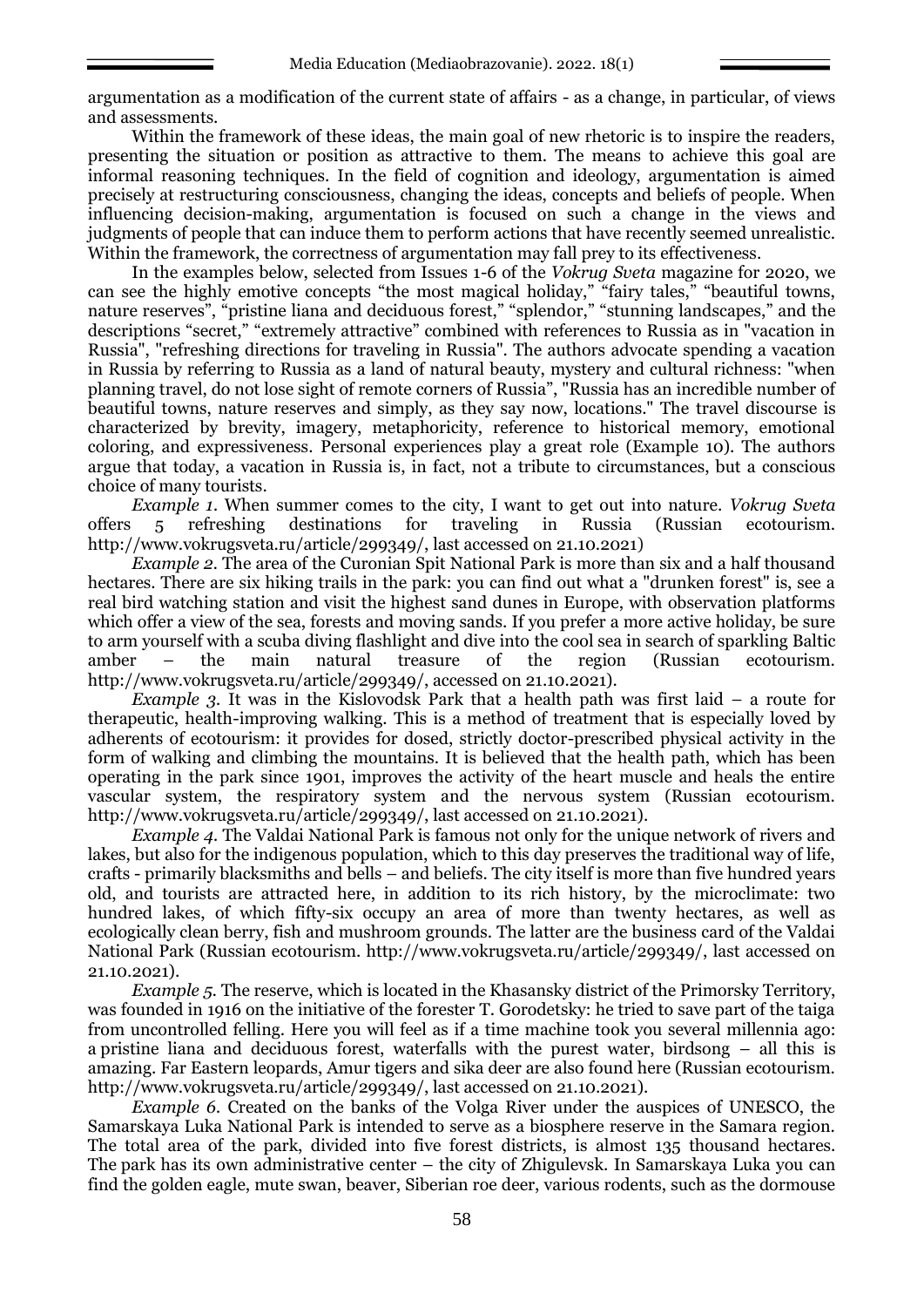argumentation as a modification of the current state of affairs - as a change, in particular, of views and assessments.

Within the framework of these ideas, the main goal of new rhetoric is to inspire the readers, presenting the situation or position as attractive to them. The means to achieve this goal are informal reasoning techniques. In the field of cognition and ideology, argumentation is aimed precisely at restructuring consciousness, changing the ideas, concepts and beliefs of people. When influencing decision-making, argumentation is focused on such a change in the views and judgments of people that can induce them to perform actions that have recently seemed unrealistic. Within the framework, the correctness of argumentation may fall prey to its effectiveness.

In the examples below, selected from Issues 1-6 of the *Vokrug Sveta* magazine for 2020, we can see the highly emotive concepts "the most magical holiday," "fairy tales," "beautiful towns, nature reserves", "pristine liana and deciduous forest," "splendor," "stunning landscapes," and the descriptions "secret," "extremely attractive" combined with references to Russia as in "vacation in Russia", "refreshing directions for traveling in Russia". The authors advocate spending a vacation in Russia by referring to Russia as a land of natural beauty, mystery and cultural richness: "when planning travel, do not lose sight of remote corners of Russia", "Russia has an incredible number of beautiful towns, nature reserves and simply, as they say now, locations." The travel discourse is characterized by brevity, imagery, metaphoricity, reference to historical memory, emotional coloring, and expressiveness. Personal experiences play a great role (Example 10). The authors argue that today, a vacation in Russia is, in fact, not a tribute to circumstances, but a conscious choice of many tourists.

*Example 1*. When summer comes to the city, I want to get out into nature. *Vokrug Sveta* offers 5 refreshing destinations for traveling in Russia (Russian ecotourism. http://www.vokrugsveta.ru/article/299349/, last accessed on 21.10.2021)

*Example 2*. The area of the Curonian Spit National Park is more than six and a half thousand hectares. There are six hiking trails in the park: you can find out what a "drunken forest" is, see a real bird watching station and visit the highest sand dunes in Europe, with observation platforms which offer a view of the sea, forests and moving sands. If you prefer a more active holiday, be sure to arm yourself with a scuba diving flashlight and dive into the cool sea in search of sparkling Baltic amber – the main natural treasure of the region (Russian ecotourism. http://www.vokrugsveta.ru/article/299349/, accessed on 21.10.2021).

*Example 3*. It was in the Kislovodsk Park that a health path was first laid – a route for therapeutic, health-improving walking. This is a method of treatment that is especially loved by adherents of ecotourism: it provides for dosed, strictly doctor-prescribed physical activity in the form of walking and climbing the mountains. It is believed that the health path, which has been operating in the park since 1901, improves the activity of the heart muscle and heals the entire vascular system, the respiratory system and the nervous system (Russian ecotourism. http://www.vokrugsveta.ru/article/299349/, last accessed on 21.10.2021).

*Example 4*. The Valdai National Park is famous not only for the unique network of rivers and lakes, but also for the indigenous population, which to this day preserves the traditional way of life, crafts - primarily blacksmiths and bells – and beliefs. The city itself is more than five hundred years old, and tourists are attracted here, in addition to its rich history, by the microclimate: two hundred lakes, of which fifty-six occupy an area of more than twenty hectares, as well as ecologically clean berry, fish and mushroom grounds. The latter are the business card of the Valdai National Park (Russian ecotourism. http://www.vokrugsveta.ru/article/299349/, last accessed on 21.10.2021).

*Example 5*. The reserve, which is located in the Khasansky district of the Primorsky Territory, was founded in 1916 on the initiative of the forester T. Gorodetsky: he tried to save part of the taiga from uncontrolled felling. Here you will feel as if a time machine took you several millennia ago: a pristine liana and deciduous forest, waterfalls with the purest water, birdsong – all this is amazing. Far Eastern leopards, Amur tigers and sika deer are also found here (Russian ecotourism. http://www.vokrugsveta.ru/article/299349/, last accessed on 21.10.2021).

*Example 6*. Created on the banks of the Volga River under the auspices of UNESCO, the Samarskaya Luka National Park is intended to serve as a biosphere reserve in the Samara region. The total area of the park, divided into five forest districts, is almost 135 thousand hectares. The park has its own administrative center – the city of Zhigulevsk. In Samarskaya Luka you can find the golden eagle, mute swan, beaver, Siberian roe deer, various rodents, such as the dormouse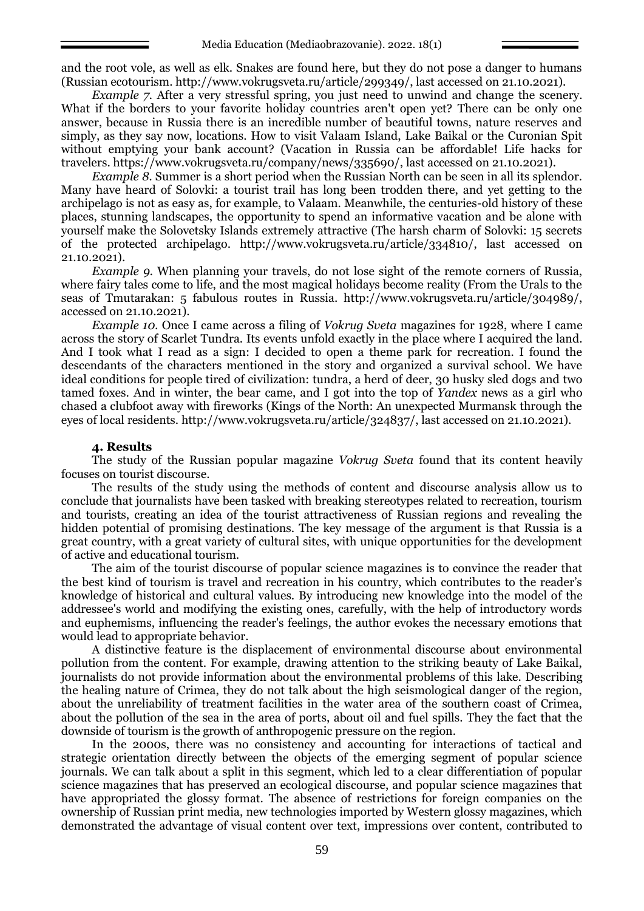and the root vole, as well as elk. Snakes are found here, but they do not pose a danger to humans (Russian ecotourism. http://www.vokrugsveta.ru/article/299349/, last accessed on 21.10.2021).

*Example 7.* After a very stressful spring, you just need to unwind and change the scenery. What if the borders to your favorite holiday countries aren't open yet? There can be only one answer, because in Russia there is an incredible number of beautiful towns, nature reserves and simply, as they say now, locations. How to visit Valaam Island, Lake Baikal or the Curonian Spit without emptying your bank account? (Vacation in Russia can be affordable! Life hacks for travelers. https://www.vokrugsveta.ru/company/news/335690/, last accessed on 21.10.2021).

*Example 8.* Summer is a short period when the Russian North can be seen in all its splendor. Many have heard of Solovki: a tourist trail has long been trodden there, and yet getting to the archipelago is not as easy as, for example, to Valaam. Meanwhile, the centuries-old history of these places, stunning landscapes, the opportunity to spend an informative vacation and be alone with yourself make the Solovetsky Islands extremely attractive (The harsh charm of Solovki: 15 secrets of the protected archipelago. http://www.vokrugsveta.ru/article/334810/, last accessed on 21.10.2021).

*Example 9.* When planning your travels, do not lose sight of the remote corners of Russia, where fairy tales come to life, and the most magical holidays become reality (From the Urals to the seas of Tmutarakan: 5 fabulous routes in Russia. http://www.vokrugsveta.ru/article/304989/, accessed on 21.10.2021).

*Example 10.* Once I came across a filing of *Vokrug Sveta* magazines for 1928, where I came across the story of Scarlet Tundra. Its events unfold exactly in the place where I acquired the land. And I took what I read as a sign: I decided to open a theme park for recreation. I found the descendants of the characters mentioned in the story and organized a survival school. We have ideal conditions for people tired of civilization: tundra, a herd of deer, 30 husky sled dogs and two tamed foxes. And in winter, the bear came, and I got into the top of *Yandex* news as a girl who chased a clubfoot away with fireworks (Kings of the North: An unexpected Murmansk through the eyes of local residents. http://www.vokrugsveta.ru/article/324837/, last accessed on 21.10.2021).

## 4. Results

The study of the Russian popular magazine *Vokrug Sveta* found that its content heavily focuses on tourist discourse.

The results of the study using the methods of content and discourse analysis allow us to conclude that journalists have been tasked with breaking stereotypes related to recreation, tourism and tourists, creating an idea of the tourist attractiveness of Russian regions and revealing the hidden potential of promising destinations. The key message of the argument is that Russia is a great country, with a great variety of cultural sites, with unique opportunities for the development of active and educational tourism.

The aim of the tourist discourse of popular science magazines is to convince the reader that the best kind of tourism is travel and recreation in his country, which contributes to the reader's knowledge of historical and cultural values. By introducing new knowledge into the model of the addressee's world and modifying the existing ones, carefully, with the help of introductory words and euphemisms, influencing the reader's feelings, the author evokes the necessary emotions that would lead to appropriate behavior.

A distinctive feature is the displacement of environmental discourse about environmental pollution from the content. For example, drawing attention to the striking beauty of Lake Baikal, journalists do not provide information about the environmental problems of this lake. Describing the healing nature of Crimea, they do not talk about the high seismological danger of the region, about the unreliability of treatment facilities in the water area of the southern coast of Crimea, about the pollution of the sea in the area of ports, about oil and fuel spills. They the fact that the downside of tourism is the growth of anthropogenic pressure on the region.

In the 2000s, there was no consistency and accounting for interactions of tactical and strategic orientation directly between the objects of the emerging segment of popular science journals. We can talk about a split in this segment, which led to a clear differentiation of popular science magazines that has preserved an ecological discourse, and popular science magazines that have appropriated the glossy format. The absence of restrictions for foreign companies on the ownership of Russian print media, new technologies imported by Western glossy magazines, which demonstrated the advantage of visual content over text, impressions over content, contributed to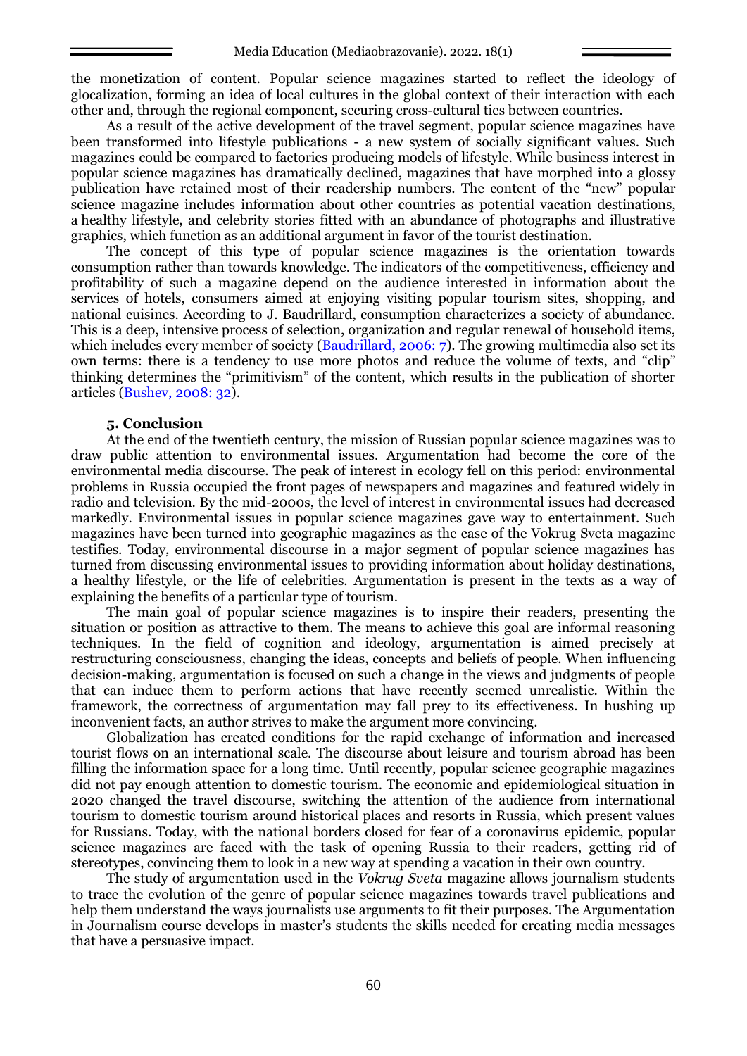the monetization of content. Popular science magazines started to reflect the ideology of glocalization, forming an idea of local cultures in the global context of their interaction with each other and, through the regional component, securing cross-cultural ties between countries.

As a result of the active development of the travel segment, popular science magazines have been transformed into lifestyle publications - a new system of socially significant values. Such magazines could be compared to factories producing models of lifestyle. While business interest in popular science magazines has dramatically declined, magazines that have morphed into a glossy publication have retained most of their readership numbers. The content of the "new" popular science magazine includes information about other countries as potential vacation destinations, a healthy lifestyle, and celebrity stories fitted with an abundance of photographs and illustrative graphics, which function as an additional argument in favor of the tourist destination.

The concept of this type of popular science magazines is the orientation towards consumption rather than towards knowledge. The indicators of the competitiveness, efficiency and profitability of such a magazine depend on the audience interested in information about the services of hotels, consumers aimed at enjoying visiting popular tourism sites, shopping, and national cuisines. According to J. Baudrillard, consumption characterizes a society of abundance. This is a deep, intensive process of selection, organization and regular renewal of household items, which includes every member of society (Baudrillard, 2006: 7). The growing multimedia also set its own terms: there is a tendency to use more photos and reduce the volume of texts, and "clip" thinking determines the "primitivism" of the content, which results in the publication of shorter articles (Bushev, 2008: 32).

## 5. Conclusion

At the end of the twentieth century, the mission of Russian popular science magazines was to draw public attention to environmental issues. Argumentation had become the core of the environmental media discourse. The peak of interest in ecology fell on this period: environmental problems in Russia occupied the front pages of newspapers and magazines and featured widely in radio and television. By the mid-2000s, the level of interest in environmental issues had decreased markedly. Environmental issues in popular science magazines gave way to entertainment. Such magazines have been turned into geographic magazines as the case of the Vokrug Sveta magazine testifies. Today, environmental discourse in a major segment of popular science magazines has turned from discussing environmental issues to providing information about holiday destinations, a healthy lifestyle, or the life of celebrities. Argumentation is present in the texts as a way of explaining the benefits of a particular type of tourism.

The main goal of popular science magazines is to inspire their readers, presenting the situation or position as attractive to them. The means to achieve this goal are informal reasoning techniques. In the field of cognition and ideology, argumentation is aimed precisely at restructuring consciousness, changing the ideas, concepts and beliefs of people. When influencing decision-making, argumentation is focused on such a change in the views and judgments of people that can induce them to perform actions that have recently seemed unrealistic. Within the framework, the correctness of argumentation may fall prey to its effectiveness. In hushing up inconvenient facts, an author strives to make the argument more convincing.

Globalization has created conditions for the rapid exchange of information and increased tourist flows on an international scale. The discourse about leisure and tourism abroad has been filling the information space for a long time. Until recently, popular science geographic magazines did not pay enough attention to domestic tourism. The economic and epidemiological situation in 2020 changed the travel discourse, switching the attention of the audience from international tourism to domestic tourism around historical places and resorts in Russia, which present values for Russians. Today, with the national borders closed for fear of a coronavirus epidemic, popular science magazines are faced with the task of opening Russia to their readers, getting rid of stereotypes, convincing them to look in a new way at spending a vacation in their own country.

The study of argumentation used in the *Vokrug Sveta* magazine allows journalism students to trace the evolution of the genre of popular science magazines towards travel publications and help them understand the ways journalists use arguments to fit their purposes. The Argumentation in Journalism course develops in master's students the skills needed for creating media messages that have a persuasive impact.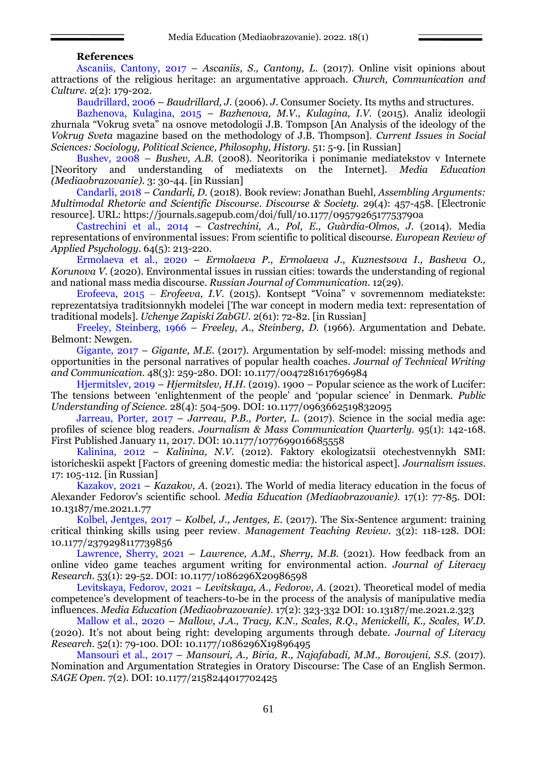**References**

Ascaniis, Cantony, 2017 – *Ascaniis, S., Cantony, L.* (2017). Online visit opinions about attractions of the religious heritage: an argumentative approach. *Church, Communication and Culture*. 2(2): 179-202.

Baudrillard, 2006 – *Baudrillard, J.* (2006). *J.* Consumer Society. Its myths and structures.

Bazhenova, Kulagina, 2015 – *Bazhenova, M.V., Kulagina, I.V.* (2015). Analiz ideologii zhurnala "Vokrug sveta" na osnove metodologii J.B. Tompson [An Analysis of the ideology of the *Vokrug Sveta* magazine based on the methodology of J.B. Thompson]. *Current Issues in Social Sciences: Sociology, Political Science, Philosophy, History*. 51: 5-9. [in Russian]

Bushev, 2008 – *Bushev, A.B.* (2008). Neoritorika i ponimanie mediatekstov v Internete [Neoritory and understanding of mediatexts on the Internet]. *Media Education (Mediaobrazovanie)*. 3: 30-44. [in Russian]

Candarli, 2018 – *Candarli, D.* (2018). Book review: Jonathan Buehl, *Assembling Arguments: Multimodal Rhetoric and Scientific Discourse*. *Discourse & Society*. 29(4): 457-458. [Electronic resource]. URL: https://journals.sagepub.com/doi/full/10.1177/0957926517753790a

Castrechini et al., 2014 – *Castrechini, A., Pol, E., Guàrdia-Olmos, J.* (2014). Media representations of environmental issues: From scientific to political discourse. *European Review of Applied Psychology*. 64(5): 213-220.

Ermolaeva et al., 2020 – *Ermolaeva P., Ermolaeva J., Kuznestsova I., Basheva O., Korunova V.* (2020). Environmental issues in russian cities: towards the understanding of regional and national mass media discourse. *Russian Journal of Communication*. 12(29).

Erofeeva, 2015 – *Erofeeva, I.V.* (2015). Kontsept "Voina" v sovremennom mediatekste: reprezentatsiya traditsionnykh modelei [The war concept in modern media text: representation of traditional models]. *Uchenye Zapiski ZabGU*. 2(61): 72-82. [in Russian]

Freeley, Steinberg, 1966 – *Freeley, A., Steinberg, D.* (1966). Argumentation and Debate. Belmont: Newgen.

Gigante, 2017 – *Gigante, M.E.* (2017). Argumentation by self-model: missing methods and opportunities in the personal narratives of popular health coaches. *Journal of Technical Writing and Communication*. 48(3): 259-280. DOI: 10.1177/0047281617696984

Hjermitslev, 2019 – *Hjermitslev, H.H.* (2019). 1900 – Popular science as the work of Lucifer: The tensions between 'enlightenment of the people' and 'popular science' in Denmark. *Public Understanding of Science*. 28(4): 504-509. DOI: 10.1177/0963662519832095

Jarreau, Porter, 2017 – *Jarreau, P.B., Porter, L.* (2017). Science in the social media age: profiles of science blog readers. *Journalism & Mass Communication Quarterly*. 95(1): 142-168. First Published January 11, 2017. DOI: 10.1177/1077699016685558

Kalinina, 2012 – *Kalinina, N.V.* (2012). Faktory ekologizatsii otechestvennykh SMI: istoricheskii aspekt [Factors of greening domestic media: the historical aspect]. *Journalism issues*. 17: 105-112. [in Russian]

Kazakov, 2021 – *Kazakov, A.* (2021). The World of media literacy education in the focus of Alexander Fedorov's scientific school. *Media Education (Mediaobrazovanie)*. 17(1): 77-85. DOI: 10.13187/me.2021.1.77

Kolbel, Jentges, 2017 – *Kolbel, J., Jentges, E.* (2017). The Six-Sentence argument: training critical thinking skills using peer review. *Management Teaching Review*. 3(2): 118-128. DOI: 10.1177/2379298117739856

Lawrence, Sherry, 2021 – *Lawrence, A.M., Sherry, M.B.* (2021). How feedback from an online video game teaches argument writing for environmental action. *Journal of Literacy Research*. 53(1): 29-52. DOI: 10.1177/1086296X20986598

Levitskaya, Fedorov, 2021 – *Levitskaya, A., Fedorov, A.* (2021). Theoretical model of media competence's development of teachers-to-be in the process of the analysis of manipulative media influences. *Media Education (Mediaobrazovanie)*. 17(2): 323-332 DOI: 10.13187/me.2021.2.323

Mallow et al., 2020 – *Mallow, J.A., Tracy, K.N., Scales, R.Q., Menickelli, K., Scales, W.D.* (2020). It's not about being right: developing arguments through debate. *Journal of Literacy Research*. 52(1): 79-100. DOI: 10.1177/1086296X19896495

Mansouri et al., 2017 – *Mansouri, A., Biria, R., Najafabadi, M.M., Boroujeni, S.S.* (2017). Nomination and Argumentation Strategies in Oratory Discourse: The Case of an English Sermon. *SAGE Open*. 7(2). DOI: 10.1177/2158244017702425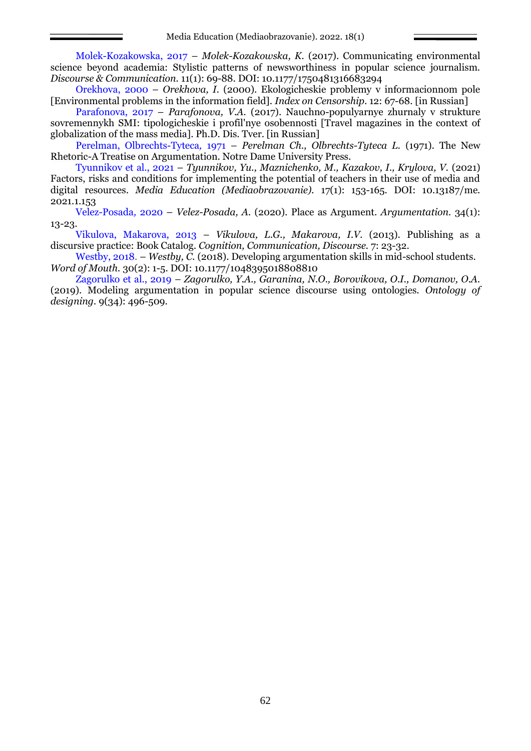Molek-Kozakowska, 2017 – *Molek-Kozakowska, K.* (2017). Communicating environmental science beyond academia: Stylistic patterns of newsworthiness in popular science journalism. *Discourse & Communication*. 11(1): 69-88. DOI: 10.1177/1750481316683294

Orekhova, 2000 – *Orekhova, I.* (2000). Ekologicheskie problemy v informacionnom pole [Environmental problems in the information field]. *Index on Censorship*. 12: 67-68. [in Russian]

Parafonova, 2017 – *Parafonova, V.A.* (2017). Nauchno-populyarnye zhurnaly v strukture sovremennykh SMI: tipologicheskie i profil'nye osobennosti [Travel magazines in the context of globalization of the mass media]. Ph.D. Dis. Tver. [in Russian]

Perelman, Olbrechts-Tyteca, 1971 – *Perelman Ch., Olbrechts-Tyteca L.* (1971). The New Rhetoric-A Treatise on Argumentation. Notre Dame University Press.

Tyunnikov et al., 2021 – *Tyunnikov, Yu., Maznichenko, M., Kazakov, I., Krylova, V.* (2021) Factors, risks and conditions for implementing the potential of teachers in their use of media and digital resources. *Media Education (Mediaobrazovanie)*. 17(1): 153-165. DOI: 10.13187/me.2021.1.153

Velez-Posada, 2020 – *Velez-Posada, A.* (2020). Place as Argument. *Argumentation*. 34(1): 13-23.

Vikulova, Makarova, 2013 – *Vikulova, L.G., Makarova, I.V.* (2013). Publishing as a discursive practice: Book Catalog. *Cognition, Communication, Discourse*. 7: 23-32.

Westby, 2018. – *Westby, C.* (2018). Developing argumentation skills in mid-school students. *Word of Mouth*. 30(2): 1-5. DOI: 10.1177/1048395018808810

Zagorulko et al., 2019 – *Zagorulko, Y.A., Garanina, N.O., Borovikova, O.I., Domanov, O.A.* (2019). Modeling argumentation in popular science discourse using ontologies. *Ontology of designing*. 9(34): 496-509.